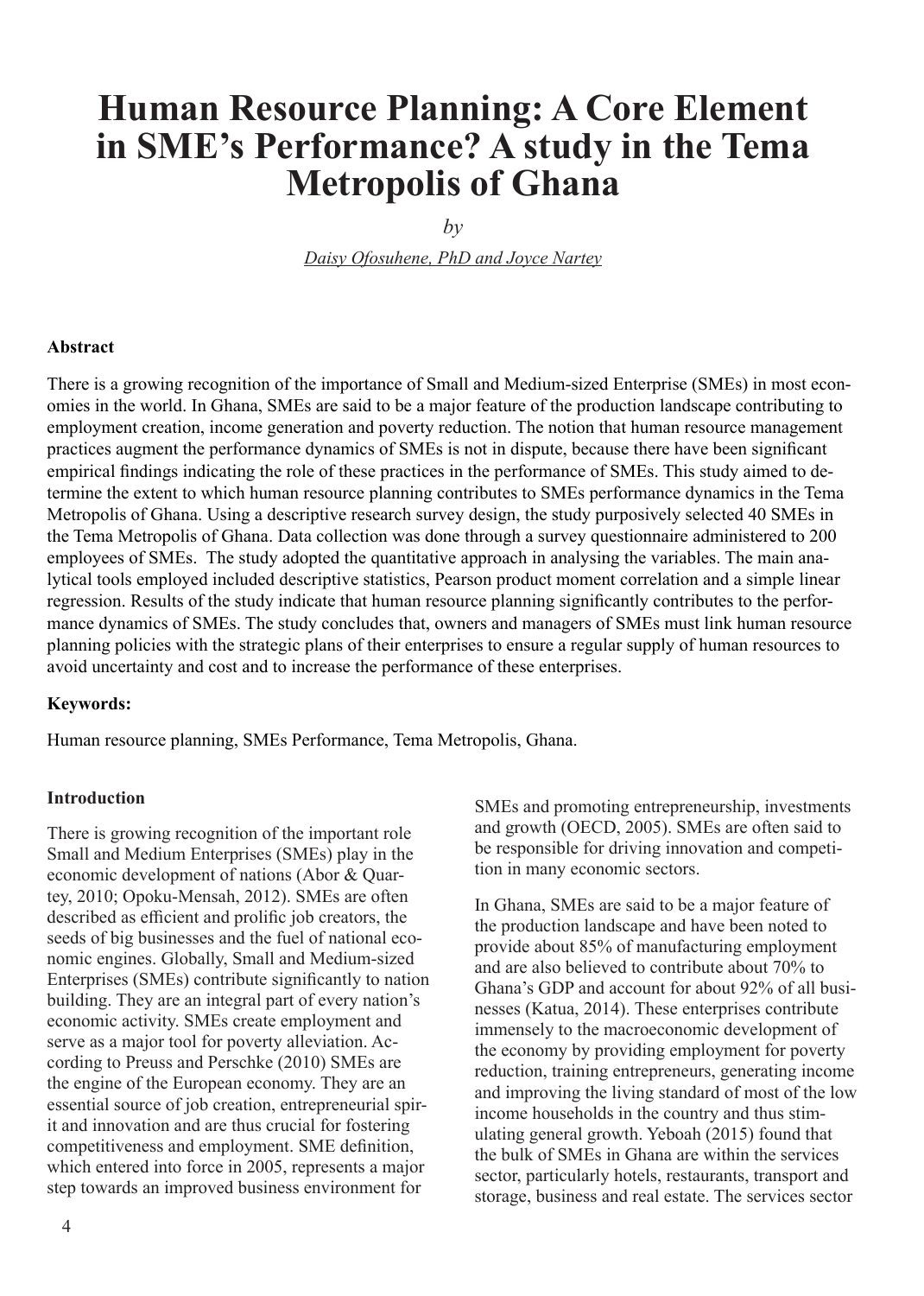# Human Resource Planning: A Core Element in SME's Performance? A study in the Tema Metropolis of Ghana

*by*

Daisy Ofosuhene, PhD and Joyce Nartey

**Abstract**

There is a growing recognition of the importance of Small and Medium-sized Enterprise (SMEs) in most economies in the world. In Ghana, SMEs are said to be a major feature of the production landscape contributing to employment creation, income generation and poverty reduction. The notion that human resource management practices augment the performance dynamics of SMEs is not in dispute, because there have been significant empirical findings indicating the role of these practices in the performance of SMEs. This study aimed to determine the extent to which human resource planning contributes to SMEs performance dynamics in the Tema Metropolis of Ghana. Using a descriptive research survey design, the study purposively selected 40 SMEs in the Tema Metropolis of Ghana. Data collection was done through a survey questionnaire administered to 200 employees of SMEs. The study adopted the quantitative approach in analysing the variables. The main analytical tools employed included descriptive statistics, Pearson product moment correlation and a simple linear regression. Results of the study indicate that human resource planning significantly contributes to the performance dynamics of SMEs. The study concludes that, owners and managers of SMEs must link human resource planning policies with the strategic plans of their enterprises to ensure a regular supply of human resources to avoid uncertainty and cost and to increase the performance of these enterprises.

**Keywords:**

Human resource planning, SMEs Performance, Tema Metropolis, Ghana.

**Introduction**

There is growing recognition of the important role Small and Medium Enterprises (SMEs) play in the economic development of nations (Abor & Quartey, 2010; Opoku-Mensah, 2012). SMEs are often described as efficient and prolific job creators, the seeds of big businesses and the fuel of national economic engines. Globally, Small and Medium-sized Enterprises (SMEs) contribute significantly to nation building. They are an integral part of every nation's economic activity. SMEs create employment and serve as a major tool for poverty alleviation. According to Preuss and Perschke (2010) SMEs are the engine of the European economy. They are an essential source of job creation, entrepreneurial spirit and innovation and are thus crucial for fostering competitiveness and employment. SME definition, which entered into force in 2005, represents a major step towards an improved business environment for SMEs and promoting entrepreneurship, investments and growth (OECD, 2005). SMEs are often said to be responsible for driving innovation and competition in many economic sectors.

In Ghana, SMEs are said to be a major feature of the production landscape and have been noted to provide about 85% of manufacturing employment and are also believed to contribute about 70% to Ghana's GDP and account for about 92% of all businesses (Katua, 2014). These enterprises contribute immensely to the macroeconomic development of the economy by providing employment for poverty reduction, training entrepreneurs, generating income and improving the living standard of most of the low income households in the country and thus stimulating general growth. Yeboah (2015) found that the bulk of SMEs in Ghana are within the services sector, particularly hotels, restaurants, transport and storage, business and real estate. The services sector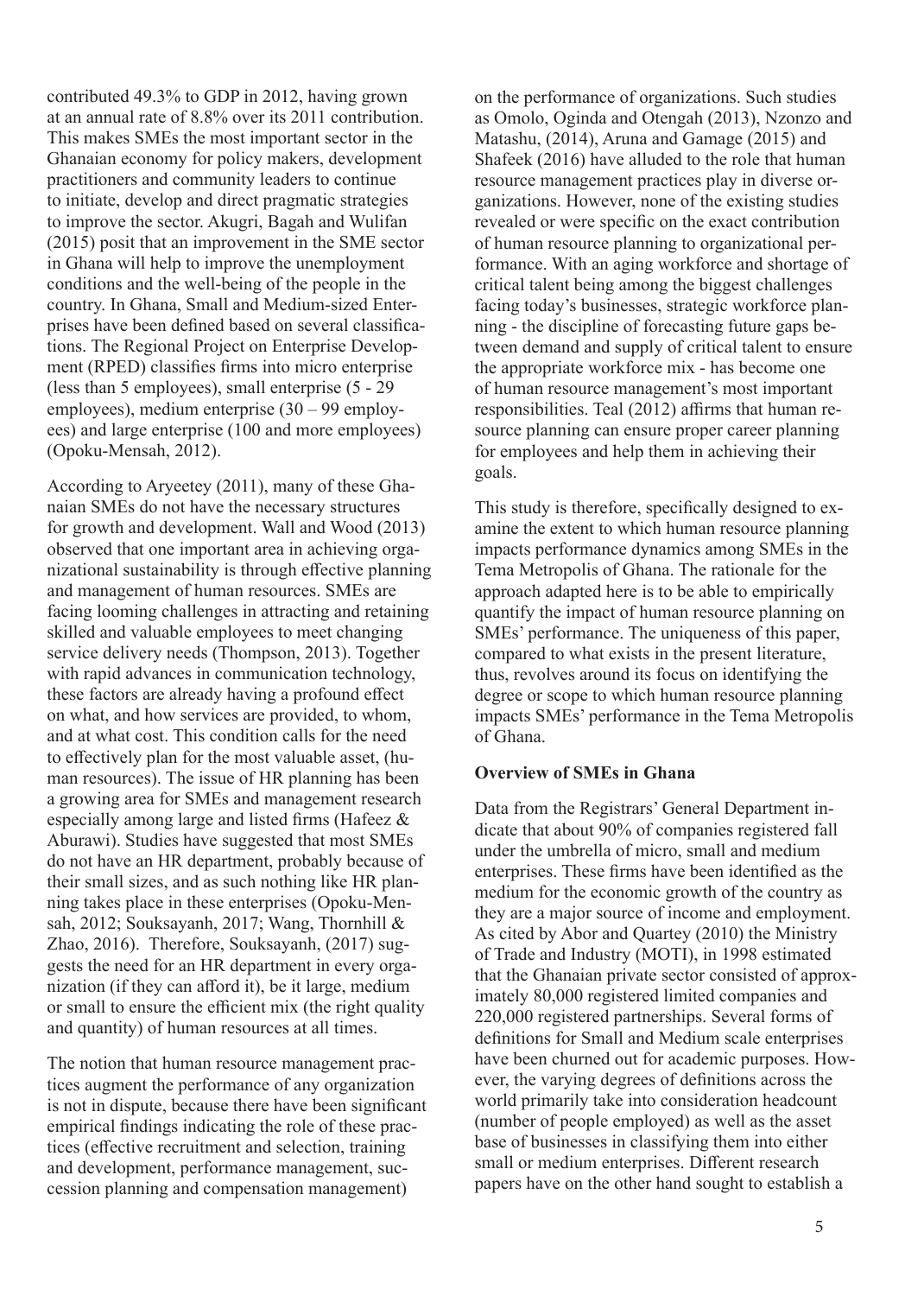contributed 49.3% to GDP in 2012, having grown at an annual rate of 8.8% over its 2011 contribution. This makes SMEs the most important sector in the Ghanaian economy for policy makers, development practitioners and community leaders to continue to initiate, develop and direct pragmatic strategies to improve the sector. Akugri, Bagah and Wulifan (2015) posit that an improvement in the SME sector in Ghana will help to improve the unemployment conditions and the well-being of the people in the country. In Ghana, Small and Medium-sized Enterprises have been defined based on several classifications. The Regional Project on Enterprise Development (RPED) classifies firms into micro enterprise (less than 5 employees), small enterprise (5 - 29 employees), medium enterprise (30 – 99 employees) and large enterprise (100 and more employees) (Opoku-Mensah, 2012).

According to Aryeetey (2011), many of these Ghanaian SMEs do not have the necessary structures for growth and development. Wall and Wood (2013) observed that one important area in achieving organizational sustainability is through effective planning and management of human resources. SMEs are facing looming challenges in attracting and retaining skilled and valuable employees to meet changing service delivery needs (Thompson, 2013). Together with rapid advances in communication technology, these factors are already having a profound effect on what, and how services are provided, to whom, and at what cost. This condition calls for the need to effectively plan for the most valuable asset, (human resources). The issue of HR planning has been a growing area for SMEs and management research especially among large and listed firms (Hafeez & Aburawi). Studies have suggested that most SMEs do not have an HR department, probably because of their small sizes, and as such nothing like HR planning takes place in these enterprises (Opoku-Mensah, 2012; Souksayanh, 2017; Wang, Thornhill & Zhao, 2016). Therefore, Souksayanh, (2017) suggests the need for an HR department in every organization (if they can afford it), be it large, medium or small to ensure the efficient mix (the right quality and quantity) of human resources at all times.

The notion that human resource management practices augment the performance of any organization is not in dispute, because there have been significant empirical findings indicating the role of these practices (effective recruitment and selection, training and development, performance management, succession planning and compensation management) on the performance of organizations. Such studies as Omolo, Oginda and Otengah (2013), Nzonzo and Matashu, (2014), Aruna and Gamage (2015) and Shafeek (2016) have alluded to the role that human resource management practices play in diverse organizations. However, none of the existing studies revealed or were specific on the exact contribution of human resource planning to organizational performance. With an aging workforce and shortage of critical talent being among the biggest challenges facing today's businesses, strategic workforce planning - the discipline of forecasting future gaps between demand and supply of critical talent to ensure the appropriate workforce mix - has become one of human resource management's most important responsibilities. Teal (2012) affirms that human resource planning can ensure proper career planning for employees and help them in achieving their goals.

This study is therefore, specifically designed to examine the extent to which human resource planning impacts performance dynamics among SMEs in the Tema Metropolis of Ghana. The rationale for the approach adapted here is to be able to empirically quantify the impact of human resource planning on SMEs' performance. The uniqueness of this paper, compared to what exists in the present literature, thus, revolves around its focus on identifying the degree or scope to which human resource planning impacts SMEs' performance in the Tema Metropolis of Ghana.

**Overview of SMEs in Ghana**

Data from the Registrars' General Department indicate that about 90% of companies registered fall under the umbrella of micro, small and medium enterprises. These firms have been identified as the medium for the economic growth of the country as they are a major source of income and employment. As cited by Abor and Quartey (2010) the Ministry of Trade and Industry (MOTI), in 1998 estimated that the Ghanaian private sector consisted of approximately 80,000 registered limited companies and 220,000 registered partnerships. Several forms of definitions for Small and Medium scale enterprises have been churned out for academic purposes. However, the varying degrees of definitions across the world primarily take into consideration headcount (number of people employed) as well as the asset base of businesses in classifying them into either small or medium enterprises. Different research papers have on the other hand sought to establish a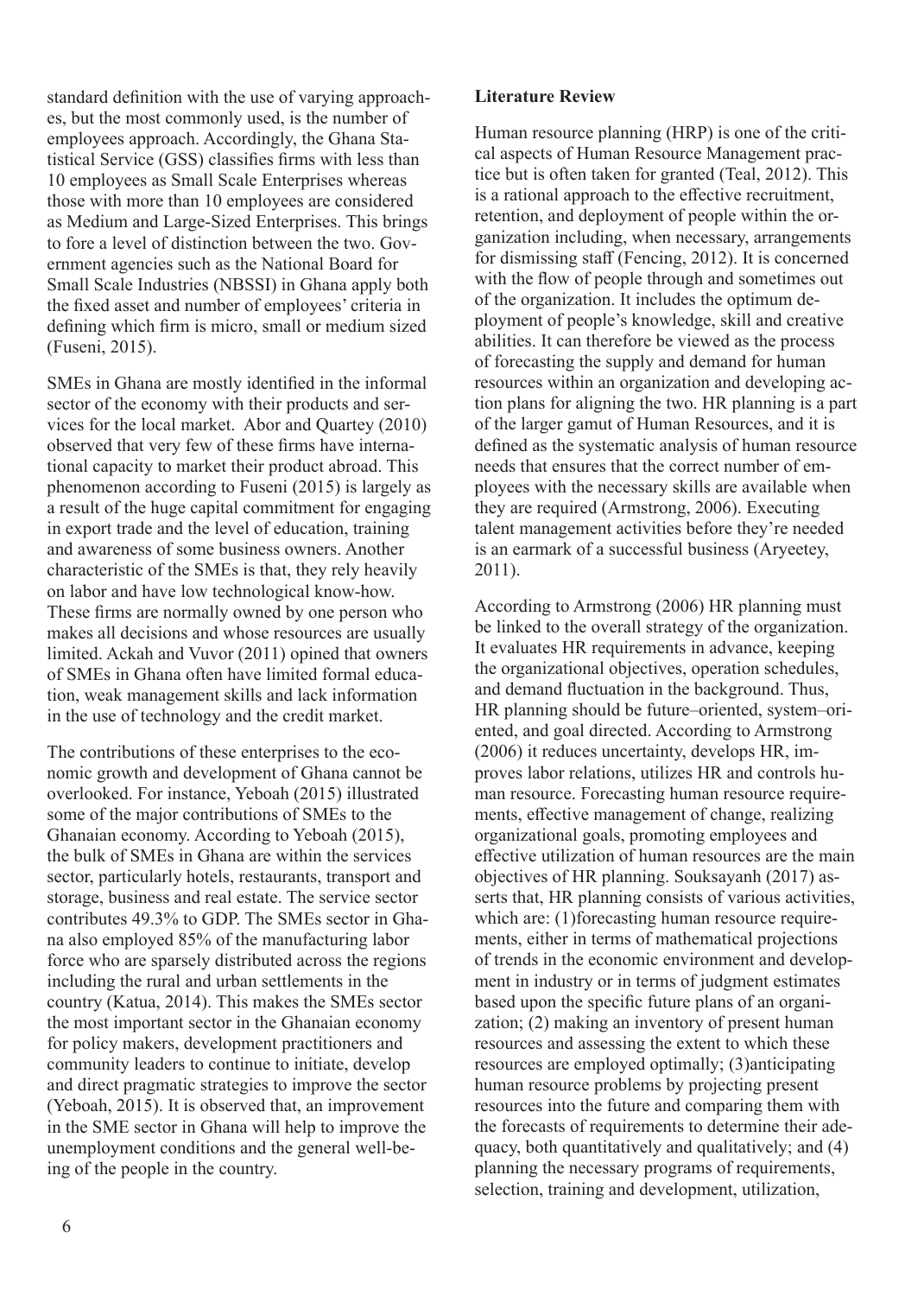standard definition with the use of varying approaches, but the most commonly used, is the number of employees approach. Accordingly, the Ghana Statistical Service (GSS) classifies firms with less than 10 employees as Small Scale Enterprises whereas those with more than 10 employees are considered as Medium and Large-Sized Enterprises. This brings to fore a level of distinction between the two. Government agencies such as the National Board for Small Scale Industries (NBSSI) in Ghana apply both the fixed asset and number of employees' criteria in defining which firm is micro, small or medium sized (Fuseni, 2015).

SMEs in Ghana are mostly identified in the informal sector of the economy with their products and services for the local market. Abor and Quartey (2010) observed that very few of these firms have international capacity to market their product abroad. This phenomenon according to Fuseni (2015) is largely as a result of the huge capital commitment for engaging in export trade and the level of education, training and awareness of some business owners. Another characteristic of the SMEs is that, they rely heavily on labor and have low technological know-how. These firms are normally owned by one person who makes all decisions and whose resources are usually limited. Ackah and Vuvor (2011) opined that owners of SMEs in Ghana often have limited formal education, weak management skills and lack information in the use of technology and the credit market.

The contributions of these enterprises to the economic growth and development of Ghana cannot be overlooked. For instance, Yeboah (2015) illustrated some of the major contributions of SMEs to the Ghanaian economy. According to Yeboah (2015), the bulk of SMEs in Ghana are within the services sector, particularly hotels, restaurants, transport and storage, business and real estate. The service sector contributes 49.3% to GDP. The SMEs sector in Ghana also employed 85% of the manufacturing labor force who are sparsely distributed across the regions including the rural and urban settlements in the country (Katua, 2014). This makes the SMEs sector the most important sector in the Ghanaian economy for policy makers, development practitioners and community leaders to continue to initiate, develop and direct pragmatic strategies to improve the sector (Yeboah, 2015). It is observed that, an improvement in the SME sector in Ghana will help to improve the unemployment conditions and the general well-being of the people in the country.

**Literature Review**

Human resource planning (HRP) is one of the critical aspects of Human Resource Management practice but is often taken for granted (Teal, 2012). This is a rational approach to the effective recruitment, retention, and deployment of people within the organization including, when necessary, arrangements for dismissing staff (Fencing, 2012). It is concerned with the flow of people through and sometimes out of the organization. It includes the optimum deployment of people's knowledge, skill and creative abilities. It can therefore be viewed as the process of forecasting the supply and demand for human resources within an organization and developing action plans for aligning the two. HR planning is a part of the larger gamut of Human Resources, and it is defined as the systematic analysis of human resource needs that ensures that the correct number of employees with the necessary skills are available when they are required (Armstrong, 2006). Executing talent management activities before they're needed is an earmark of a successful business (Aryeetey, 2011).

According to Armstrong (2006) HR planning must be linked to the overall strategy of the organization. It evaluates HR requirements in advance, keeping the organizational objectives, operation schedules, and demand fluctuation in the background. Thus, HR planning should be future–oriented, system–oriented, and goal directed. According to Armstrong (2006) it reduces uncertainty, develops HR, improves labor relations, utilizes HR and controls human resource. Forecasting human resource requirements, effective management of change, realizing organizational goals, promoting employees and effective utilization of human resources are the main objectives of HR planning. Souksayanh (2017) asserts that, HR planning consists of various activities, which are: (1)forecasting human resource requirements, either in terms of mathematical projections of trends in the economic environment and development in industry or in terms of judgment estimates based upon the specific future plans of an organization; (2) making an inventory of present human resources and assessing the extent to which these resources are employed optimally; (3)anticipating human resource problems by projecting present resources into the future and comparing them with the forecasts of requirements to determine their adequacy, both quantitatively and qualitatively; and (4) planning the necessary programs of requirements, selection, training and development, utilization,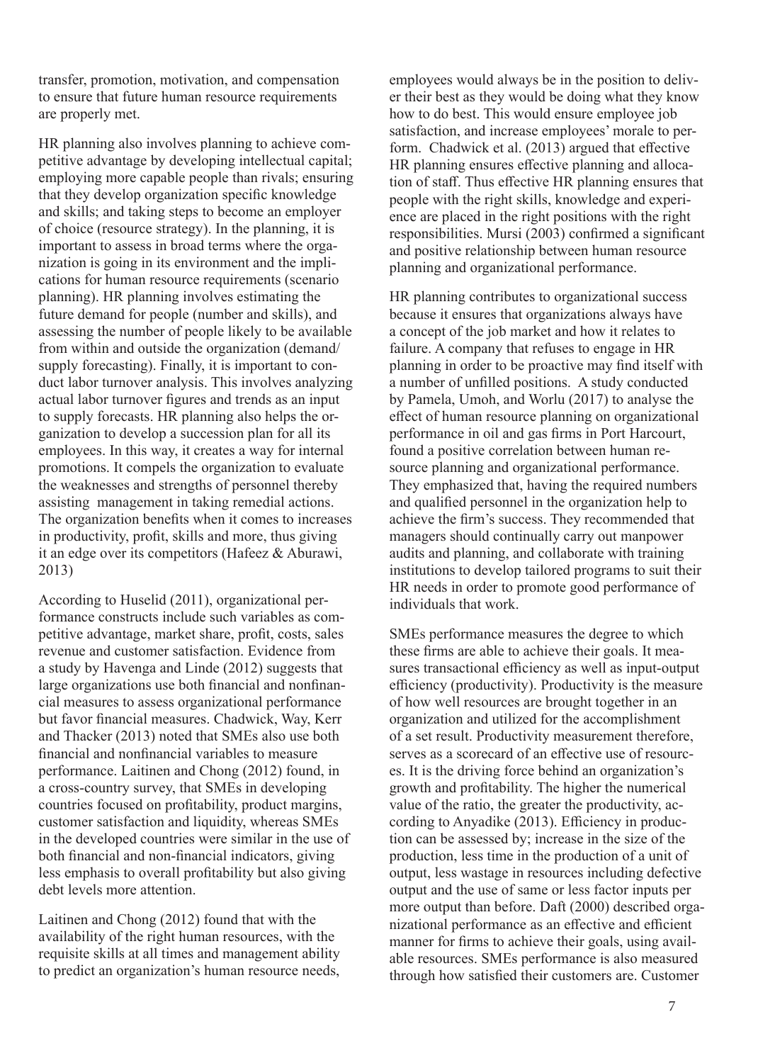transfer, promotion, motivation, and compensation to ensure that future human resource requirements are properly met.

HR planning also involves planning to achieve competitive advantage by developing intellectual capital; employing more capable people than rivals; ensuring that they develop organization specific knowledge and skills; and taking steps to become an employer of choice (resource strategy). In the planning, it is important to assess in broad terms where the organization is going in its environment and the implications for human resource requirements (scenario planning). HR planning involves estimating the future demand for people (number and skills), and assessing the number of people likely to be available from within and outside the organization (demand/supply forecasting). Finally, it is important to conduct labor turnover analysis. This involves analyzing actual labor turnover figures and trends as an input to supply forecasts. HR planning also helps the organization to develop a succession plan for all its employees. In this way, it creates a way for internal promotions. It compels the organization to evaluate the weaknesses and strengths of personnel thereby assisting management in taking remedial actions. The organization benefits when it comes to increases in productivity, profit, skills and more, thus giving it an edge over its competitors (Hafeez & Aburawi, 2013)

According to Huselid (2011), organizational performance constructs include such variables as competitive advantage, market share, profit, costs, sales revenue and customer satisfaction. Evidence from a study by Havenga and Linde (2012) suggests that large organizations use both financial and nonfinancial measures to assess organizational performance but favor financial measures. Chadwick, Way, Kerr and Thacker (2013) noted that SMEs also use both financial and nonfinancial variables to measure performance. Laitinen and Chong (2012) found, in a cross-country survey, that SMEs in developing countries focused on profitability, product margins, customer satisfaction and liquidity, whereas SMEs in the developed countries were similar in the use of both financial and non-financial indicators, giving less emphasis to overall profitability but also giving debt levels more attention.

Laitinen and Chong (2012) found that with the availability of the right human resources, with the requisite skills at all times and management ability to predict an organization's human resource needs, employees would always be in the position to deliver their best as they would be doing what they know how to do best. This would ensure employee job satisfaction, and increase employees' morale to perform. Chadwick et al. (2013) argued that effective HR planning ensures effective planning and allocation of staff. Thus effective HR planning ensures that people with the right skills, knowledge and experience are placed in the right positions with the right responsibilities. Mursi (2003) confirmed a significant and positive relationship between human resource planning and organizational performance.

HR planning contributes to organizational success because it ensures that organizations always have a concept of the job market and how it relates to failure. A company that refuses to engage in HR planning in order to be proactive may find itself with a number of unfilled positions. A study conducted by Pamela, Umoh, and Worlu (2017) to analyse the effect of human resource planning on organizational performance in oil and gas firms in Port Harcourt, found a positive correlation between human resource planning and organizational performance. They emphasized that, having the required numbers and qualified personnel in the organization help to achieve the firm's success. They recommended that managers should continually carry out manpower audits and planning, and collaborate with training institutions to develop tailored programs to suit their HR needs in order to promote good performance of individuals that work.

SMEs performance measures the degree to which these firms are able to achieve their goals. It measures transactional efficiency as well as input-output efficiency (productivity). Productivity is the measure of how well resources are brought together in an organization and utilized for the accomplishment of a set result. Productivity measurement therefore, serves as a scorecard of an effective use of resources. It is the driving force behind an organization's growth and profitability. The higher the numerical value of the ratio, the greater the productivity, according to Anyadike (2013). Efficiency in production can be assessed by; increase in the size of the production, less time in the production of a unit of output, less wastage in resources including defective output and the use of same or less factor inputs per more output than before. Daft (2000) described organizational performance as an effective and efficient manner for firms to achieve their goals, using available resources. SMEs performance is also measured through how satisfied their customers are. Customer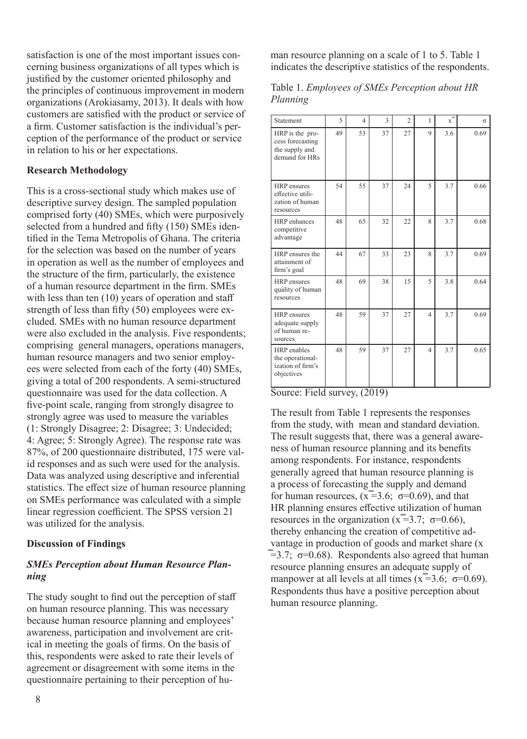satisfaction is one of the most important issues concerning business organizations of all types which is justified by the customer oriented philosophy and the principles of continuous improvement in modern organizations (Arokiasamy, 2013). It deals with how customers are satisfied with the product or service of a firm. Customer satisfaction is the individual's perception of the performance of the product or service in relation to his or her expectations.

**Research Methodology**

This is a cross-sectional study which makes use of descriptive survey design. The sampled population comprised forty (40) SMEs, which were purposively selected from a hundred and fifty (150) SMEs identified in the Tema Metropolis of Ghana. The criteria for the selection was based on the number of years in operation as well as the number of employees and the structure of the firm, particularly, the existence of a human resource department in the firm. SMEs with less than ten (10) years of operation and staff strength of less than fifty (50) employees were excluded. SMEs with no human resource department were also excluded in the analysis. Five respondents; comprising general managers, operations managers, human resource managers and two senior employees were selected from each of the forty (40) SMEs, giving a total of 200 respondents. A semi-structured questionnaire was used for the data collection. A five-point scale, ranging from strongly disagree to strongly agree was used to measure the variables (1: Strongly Disagree; 2: Disagree; 3: Undecided; 4: Agree; 5: Strongly Agree). The response rate was 87%, of 200 questionnaire distributed, 175 were valid responses and as such were used for the analysis. Data was analyzed using descriptive and inferential statistics. The effect size of human resource planning on SMEs performance was calculated with a simple linear regression coefficient. The SPSS version 21 was utilized for the analysis.

**Discussion of Findings**

***SMEs Perception about Human Resource Planning***

The study sought to find out the perception of staff on human resource planning. This was necessary because human resource planning and employees' awareness, participation and involvement are critical in meeting the goals of firms. On the basis of this, respondents were asked to rate their levels of agreement or disagreement with some items in the questionnaire pertaining to their perception of human resource planning on a scale of 1 to 5. Table 1 indicates the descriptive statistics of the respondents.

Table 1. *Employees of SMEs Perception about HR Planning*

| Statement | 5 | 4 | 3 | 2 | 1 | $\bar{x}$ | σ |
|---|---|---|---|---|---|---|---|
| HRP is the process forecasting the supply and demand for HRs | 49 | 53 | 37 | 27 | 9 | 3.6 | 0.69 |
| HRP ensures effective utilization of human resources | 54 | 55 | 37 | 24 | 5 | 3.7 | 0.66 |
| HRP enhances competitive advantage | 48 | 65 | 32 | 22 | 8 | 3.7 | 0.68 |
| HRP ensures the attainment of firm's goal | 44 | 67 | 33 | 23 | 8 | 3.7 | 0.69 |
| HRP ensures quality of human resources | 48 | 69 | 38 | 15 | 5 | 3.8 | 0.64 |
| HRP ensures adequate supply of human resources | 48 | 59 | 37 | 27 | 4 | 3.7 | 0.69 |
| HRP enables the operationalization of firm's objectives | 48 | 59 | 37 | 27 | 4 | 3.7 | 0.65 |

Source: Field survey, (2019)

The result from Table 1 represents the responses from the study, with mean and standard deviation. The result suggests that, there was a general awareness of human resource planning and its benefits among respondents. For instance, respondents generally agreed that human resource planning is a process of forecasting the supply and demand for human resources, ($\bar{x}$=3.6; σ=0.69), and that HR planning ensures effective utilization of human resources in the organization ($\bar{x}$=3.7; σ=0.66), thereby enhancing the creation of competitive advantage in production of goods and market share ($\bar{x}$=3.7; σ=0.68). Respondents also agreed that human resource planning ensures an adequate supply of manpower at all levels at all times ($\bar{x}$=3.6; σ=0.69). Respondents thus have a positive perception about human resource planning.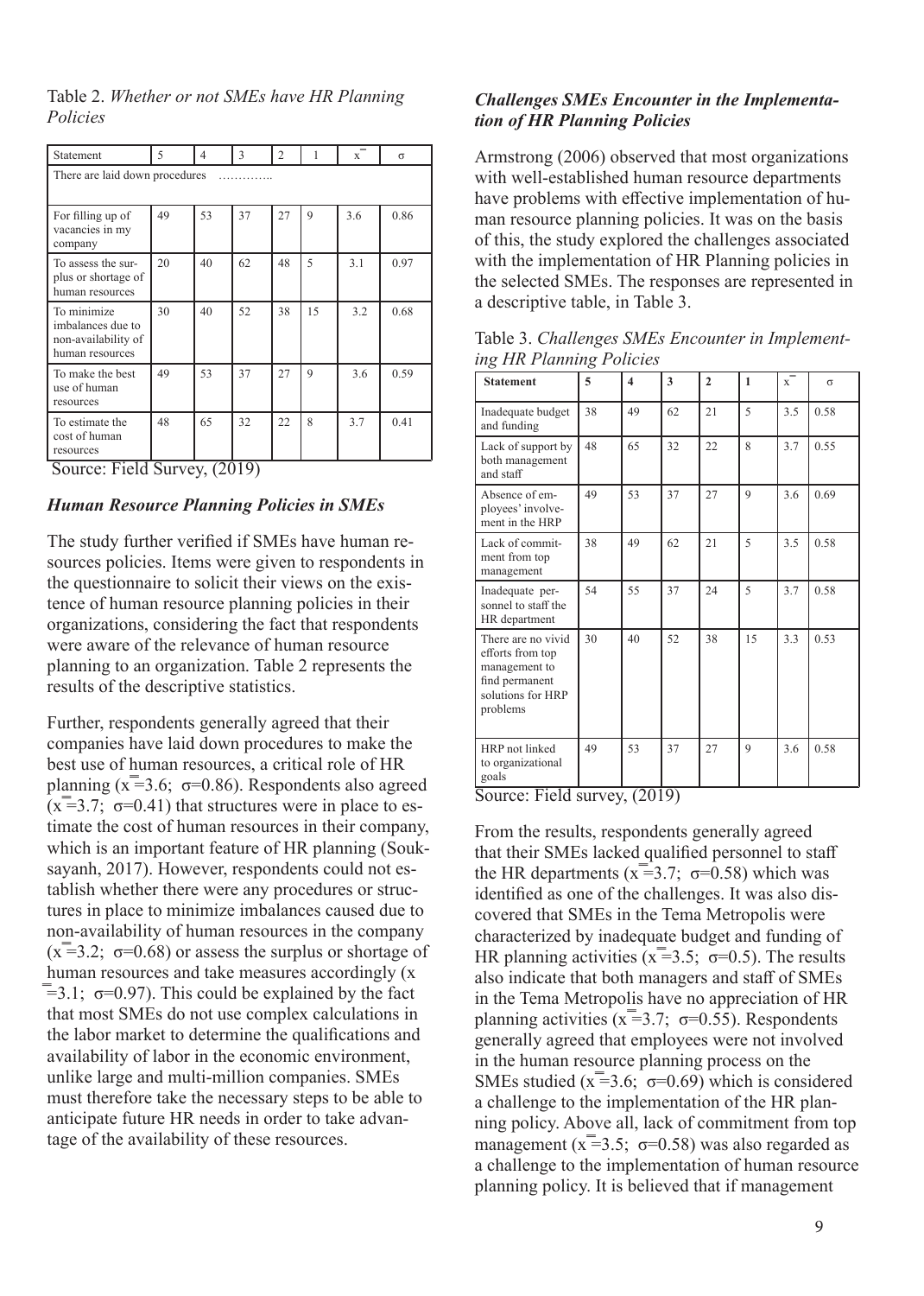Table 2. *Whether or not SMEs have HR Planning Policies*

| Statement | 5 | 4 | 3 | 2 | 1 | $\bar{x}$ | σ |
|---|---|---|---|---|---|---|---|
| There are laid down procedures ………….. | | | | | | | |
| For filling up of vacancies in my company | 49 | 53 | 37 | 27 | 9 | 3.6 | 0.86 |
| To assess the surplus or shortage of human resources | 20 | 40 | 62 | 48 | 5 | 3.1 | 0.97 |
| To minimize imbalances due to non-availability of human resources | 30 | 40 | 52 | 38 | 15 | 3.2 | 0.68 |
| To make the best use of human resources | 49 | 53 | 37 | 27 | 9 | 3.6 | 0.59 |
| To estimate the cost of human resources | 48 | 65 | 32 | 22 | 8 | 3.7 | 0.41 |

Source: Field Survey, (2019)

### *Human Resource Planning Policies in SMEs*

The study further verified if SMEs have human resources policies. Items were given to respondents in the questionnaire to solicit their views on the existence of human resource planning policies in their organizations, considering the fact that respondents were aware of the relevance of human resource planning to an organization. Table 2 represents the results of the descriptive statistics.

Further, respondents generally agreed that their companies have laid down procedures to make the best use of human resources, a critical role of HR planning ($\bar{x}$=3.6; σ=0.86). Respondents also agreed ($\bar{x}$=3.7; σ=0.41) that structures were in place to estimate the cost of human resources in their company, which is an important feature of HR planning (Souksayanh, 2017). However, respondents could not establish whether there were any procedures or structures in place to minimize imbalances caused due to non-availability of human resources in the company ($\bar{x}$=3.2; σ=0.68) or assess the surplus or shortage of human resources and take measures accordingly ($\bar{x}$=3.1; σ=0.97). This could be explained by the fact that most SMEs do not use complex calculations in the labor market to determine the qualifications and availability of labor in the economic environment, unlike large and multi-million companies. SMEs must therefore take the necessary steps to be able to anticipate future HR needs in order to take advantage of the availability of these resources.

### *Challenges SMEs Encounter in the Implementation of HR Planning Policies*

Armstrong (2006) observed that most organizations with well-established human resource departments have problems with effective implementation of human resource planning policies. It was on the basis of this, the study explored the challenges associated with the implementation of HR Planning policies in the selected SMEs. The responses are represented in a descriptive table, in Table 3.

Table 3. *Challenges SMEs Encounter in Implementing HR Planning Policies*

| **Statement** | **5** | **4** | **3** | **2** | **1** | $\bar{x}$ | σ |
|---|---|---|---|---|---|---|---|
| Inadequate budget and funding | 38 | 49 | 62 | 21 | 5 | 3.5 | 0.58 |
| Lack of support by both management and staff | 48 | 65 | 32 | 22 | 8 | 3.7 | 0.55 |
| Absence of employees' involvement in the HRP | 49 | 53 | 37 | 27 | 9 | 3.6 | 0.69 |
| Lack of commitment from top management | 38 | 49 | 62 | 21 | 5 | 3.5 | 0.58 |
| Inadequate personnel to staff the HR department | 54 | 55 | 37 | 24 | 5 | 3.7 | 0.58 |
| There are no vivid efforts from top management to find permanent solutions for HRP problems | 30 | 40 | 52 | 38 | 15 | 3.3 | 0.53 |
| HRP not linked to organizational goals | 49 | 53 | 37 | 27 | 9 | 3.6 | 0.58 |

Source: Field survey, (2019)

From the results, respondents generally agreed that their SMEs lacked qualified personnel to staff the HR departments ($\bar{x}$=3.7; σ=0.58) which was identified as one of the challenges. It was also discovered that SMEs in the Tema Metropolis were characterized by inadequate budget and funding of HR planning activities ($\bar{x}$=3.5; σ=0.5). The results also indicate that both managers and staff of SMEs in the Tema Metropolis have no appreciation of HR planning activities ($\bar{x}$=3.7; σ=0.55). Respondents generally agreed that employees were not involved in the human resource planning process on the SMEs studied ($\bar{x}$=3.6; σ=0.69) which is considered a challenge to the implementation of the HR planning policy. Above all, lack of commitment from top management ($\bar{x}$=3.5; σ=0.58) was also regarded as a challenge to the implementation of human resource planning policy. It is believed that if management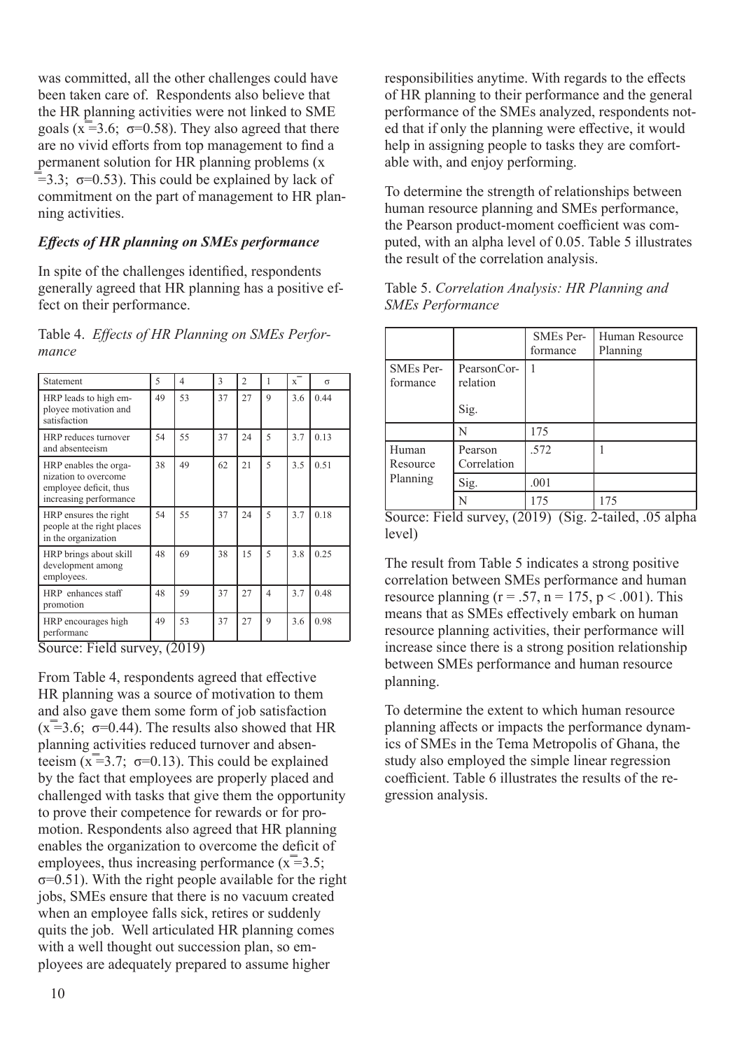was committed, all the other challenges could have been taken care of. Respondents also believe that the HR planning activities were not linked to SME goals ($\bar{x}$=3.6; σ=0.58). They also agreed that there are no vivid efforts from top management to find a permanent solution for HR planning problems ($\bar{x}$=3.3; σ=0.53). This could be explained by lack of commitment on the part of management to HR planning activities.

### *Effects of HR planning on SMEs performance*

In spite of the challenges identified, respondents generally agreed that HR planning has a positive effect on their performance.

Table 4. *Effects of HR Planning on SMEs Performance*

| Statement | 5 | 4 | 3 | 2 | 1 | $\bar{x}$ | σ |
|---|---|---|---|---|---|---|---|
| HRP leads to high employee motivation and satisfaction | 49 | 53 | 37 | 27 | 9 | 3.6 | 0.44 |
| HRP reduces turnover and absenteeism | 54 | 55 | 37 | 24 | 5 | 3.7 | 0.13 |
| HRP enables the organization to overcome employee deficit, thus increasing performance | 38 | 49 | 62 | 21 | 5 | 3.5 | 0.51 |
| HRP ensures the right people at the right places in the organization | 54 | 55 | 37 | 24 | 5 | 3.7 | 0.18 |
| HRP brings about skill development among employees. | 48 | 69 | 38 | 15 | 5 | 3.8 | 0.25 |
| HRP enhances staff promotion | 48 | 59 | 37 | 27 | 4 | 3.7 | 0.48 |
| HRP encourages high performanc | 49 | 53 | 37 | 27 | 9 | 3.6 | 0.98 |

Source: Field survey, (2019)

From Table 4, respondents agreed that effective HR planning was a source of motivation to them and also gave them some form of job satisfaction ($\bar{x}$=3.6; σ=0.44). The results also showed that HR planning activities reduced turnover and absenteeism ($\bar{x}$=3.7; σ=0.13). This could be explained by the fact that employees are properly placed and challenged with tasks that give them the opportunity to prove their competence for rewards or for promotion. Respondents also agreed that HR planning enables the organization to overcome the deficit of employees, thus increasing performance ($\bar{x}$=3.5; σ=0.51). With the right people available for the right jobs, SMEs ensure that there is no vacuum created when an employee falls sick, retires or suddenly quits the job. Well articulated HR planning comes with a well thought out succession plan, so employees are adequately prepared to assume higher responsibilities anytime. With regards to the effects of HR planning to their performance and the general performance of the SMEs analyzed, respondents noted that if only the planning were effective, it would help in assigning people to tasks they are comfortable with, and enjoy performing.

To determine the strength of relationships between human resource planning and SMEs performance, the Pearson product-moment coefficient was computed, with an alpha level of 0.05. Table 5 illustrates the result of the correlation analysis.

Table 5. *Correlation Analysis: HR Planning and SMEs Performance*

| | | SMEs Performance | Human Resource Planning |
|---|---|---|---|
| SMEs Performance | PearsonCorrelation | 1 | |
| | Sig. | | |
| | N | 175 | |
| Human Resource Planning | Pearson Correlation | .572 | 1 |
| | Sig. | .001 | |
| | N | 175 | 175 |

Source: Field survey, (2019) (Sig. 2-tailed, .05 alpha level)

The result from Table 5 indicates a strong positive correlation between SMEs performance and human resource planning ($r = .57$, $n = 175$, $p < .001$). This means that as SMEs effectively embark on human resource planning activities, their performance will increase since there is a strong position relationship between SMEs performance and human resource planning.

To determine the extent to which human resource planning affects or impacts the performance dynamics of SMEs in the Tema Metropolis of Ghana, the study also employed the simple linear regression coefficient. Table 6 illustrates the results of the regression analysis.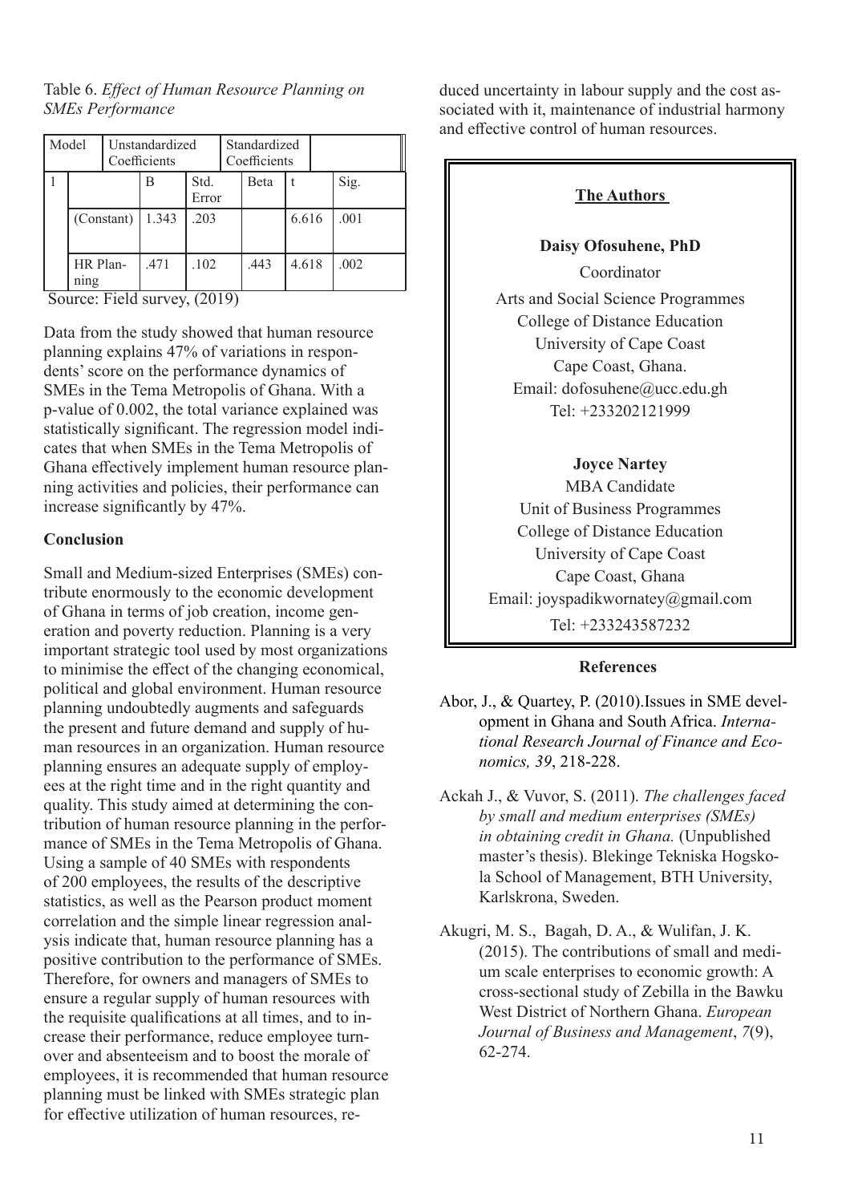Table 6. *Effect of Human Resource Planning on SMEs Performance*

| Model | | Unstandardized Coefficients | | Standardized Coefficients | | |
|---|---|---|---|---|---|---|
| 1 | | B | Std. Error | Beta | t | Sig. |
| | (Constant) | 1.343 | .203 | | 6.616 | .001 |
| | HR Planning | .471 | .102 | .443 | 4.618 | .002 |

Source: Field survey, (2019)

Data from the study showed that human resource planning explains 47% of variations in respondents' score on the performance dynamics of SMEs in the Tema Metropolis of Ghana. With a p-value of 0.002, the total variance explained was statistically significant. The regression model indicates that when SMEs in the Tema Metropolis of Ghana effectively implement human resource planning activities and policies, their performance can increase significantly by 47%.

## Conclusion

Small and Medium-sized Enterprises (SMEs) contribute enormously to the economic development of Ghana in terms of job creation, income generation and poverty reduction. Planning is a very important strategic tool used by most organizations to minimise the effect of the changing economical, political and global environment. Human resource planning undoubtedly augments and safeguards the present and future demand and supply of human resources in an organization. Human resource planning ensures an adequate supply of employees at the right time and in the right quantity and quality. This study aimed at determining the contribution of human resource planning in the performance of SMEs in the Tema Metropolis of Ghana. Using a sample of 40 SMEs with respondents of 200 employees, the results of the descriptive statistics, as well as the Pearson product moment correlation and the simple linear regression analysis indicate that, human resource planning has a positive contribution to the performance of SMEs. Therefore, for owners and managers of SMEs to ensure a regular supply of human resources with the requisite qualifications at all times, and to increase their performance, reduce employee turnover and absenteeism and to boost the morale of employees, it is recommended that human resource planning must be linked with SMEs strategic plan for effective utilization of human resources, reduced uncertainty in labour supply and the cost associated with it, maintenance of industrial harmony and effective control of human resources.

**The Authors**

**Daisy Ofosuhene, PhD**
Coordinator
Arts and Social Science Programmes
College of Distance Education
University of Cape Coast
Cape Coast, Ghana.
Email: dofosuhene@ucc.edu.gh
Tel: +233202121999

**Joyce Nartey**
MBA Candidate
Unit of Business Programmes
College of Distance Education
University of Cape Coast
Cape Coast, Ghana
Email: joyspadikwornatey@gmail.com
Tel: +233243587232

## References

Abor, J., & Quartey, P. (2010).Issues in SME development in Ghana and South Africa. *International Research Journal of Finance and Economics, 39*, 218-228.

Ackah J., & Vuvor, S. (2011). *The challenges faced by small and medium enterprises (SMEs) in obtaining credit in Ghana.* (Unpublished master's thesis). Blekinge Tekniska Hogskola School of Management, BTH University, Karlskrona, Sweden.

Akugri, M. S., Bagah, D. A., & Wulifan, J. K. (2015). The contributions of small and medium scale enterprises to economic growth: A cross-sectional study of Zebilla in the Bawku West District of Northern Ghana. *European Journal of Business and Management*, *7*(9), 62-274.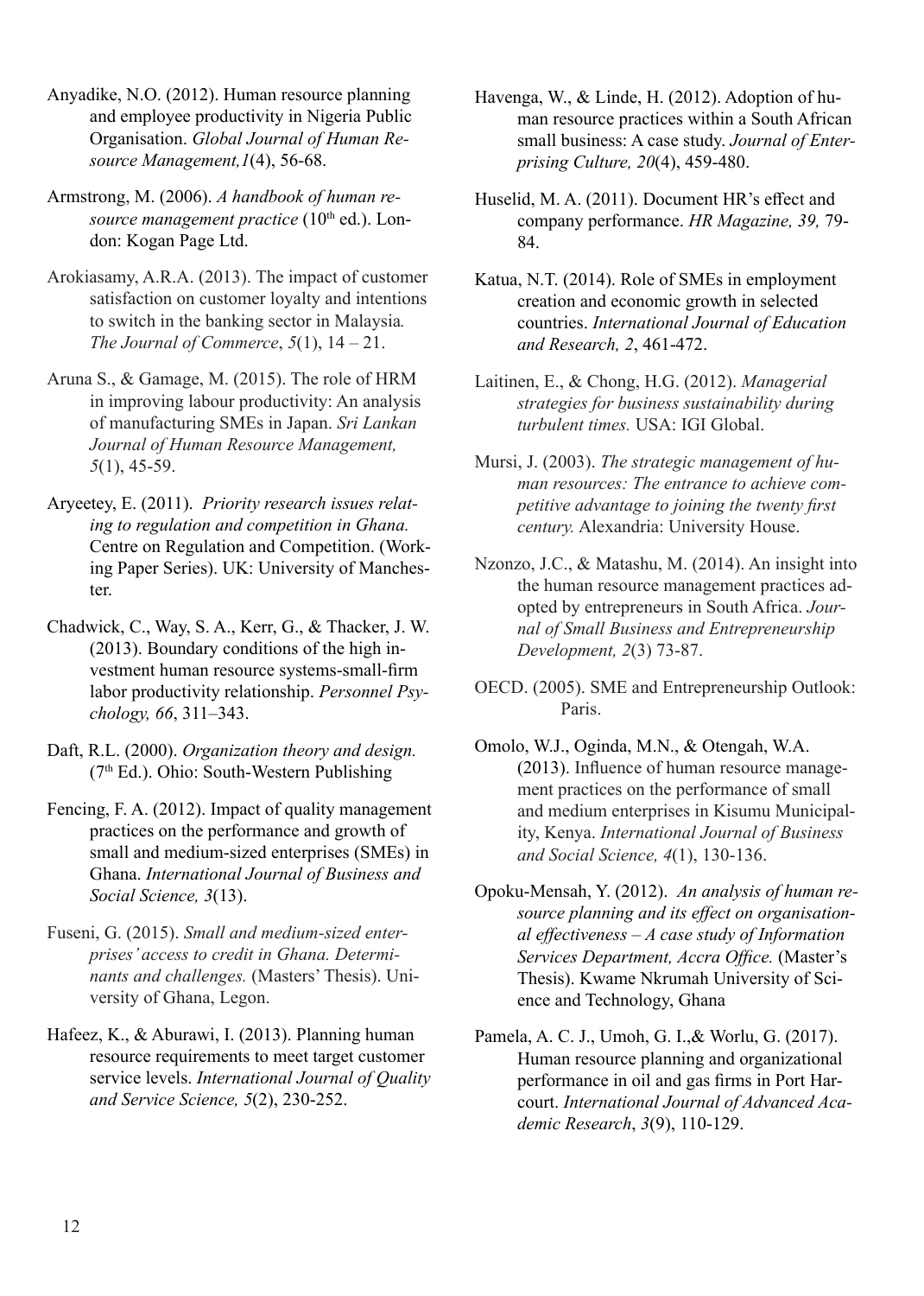Anyadike, N.O. (2012). Human resource planning and employee productivity in Nigeria Public Organisation. *Global Journal of Human Resource Management,1*(4), 56-68.

Armstrong, M. (2006). *A handbook of human resource management practice* (10th ed.). London: Kogan Page Ltd.

Arokiasamy, A.R.A. (2013). The impact of customer satisfaction on customer loyalty and intentions to switch in the banking sector in Malaysia*. The Journal of Commerce*, *5*(1), 14 – 21.

Aruna S., & Gamage, M. (2015). The role of HRM in improving labour productivity: An analysis of manufacturing SMEs in Japan. *Sri Lankan Journal of Human Resource Management, 5*(1), 45-59.

Aryeetey, E. (2011). *Priority research issues relating to regulation and competition in Ghana.* Centre on Regulation and Competition. (Working Paper Series). UK: University of Manchester.

Chadwick, C., Way, S. A., Kerr, G., & Thacker, J. W. (2013). Boundary conditions of the high investment human resource systems-small-firm labor productivity relationship. *Personnel Psychology, 66*, 311–343.

Daft, R.L. (2000). *Organization theory and design.* (7th Ed.). Ohio: South-Western Publishing

Fencing, F. A. (2012). Impact of quality management practices on the performance and growth of small and medium-sized enterprises (SMEs) in Ghana. *International Journal of Business and Social Science, 3*(13).

Fuseni, G. (2015). *Small and medium-sized enterprises' access to credit in Ghana. Determinants and challenges.* (Masters' Thesis). University of Ghana, Legon.

Hafeez, K., & Aburawi, I. (2013). Planning human resource requirements to meet target customer service levels. *International Journal of Quality and Service Science, 5*(2), 230-252.

Havenga, W., & Linde, H. (2012). Adoption of human resource practices within a South African small business: A case study. *Journal of Enterprising Culture, 20*(4), 459-480.

Huselid, M. A. (2011). Document HR's effect and company performance. *HR Magazine, 39,* 79-84.

Katua, N.T. (2014). Role of SMEs in employment creation and economic growth in selected countries. *International Journal of Education and Research, 2*, 461-472.

Laitinen, E., & Chong, H.G. (2012). *Managerial strategies for business sustainability during turbulent times.* USA: IGI Global.

Mursi, J. (2003). *The strategic management of human resources: The entrance to achieve competitive advantage to joining the twenty first century.* Alexandria: University House.

Nzonzo, J.C., & Matashu, M. (2014). An insight into the human resource management practices adopted by entrepreneurs in South Africa. *Journal of Small Business and Entrepreneurship Development, 2*(3) 73-87.

OECD. (2005). SME and Entrepreneurship Outlook: Paris.

Omolo, W.J., Oginda, M.N., & Otengah, W.A. (2013). Influence of human resource management practices on the performance of small and medium enterprises in Kisumu Municipality, Kenya. *International Journal of Business and Social Science, 4*(1), 130-136.

Opoku-Mensah, Y. (2012). *An analysis of human resource planning and its effect on organisational effectiveness – A case study of Information Services Department, Accra Office.* (Master's Thesis). Kwame Nkrumah University of Science and Technology, Ghana

Pamela, A. C. J., Umoh, G. I.,& Worlu, G. (2017). Human resource planning and organizational performance in oil and gas firms in Port Harcourt. *International Journal of Advanced Academic Research*, *3*(9), 110-129.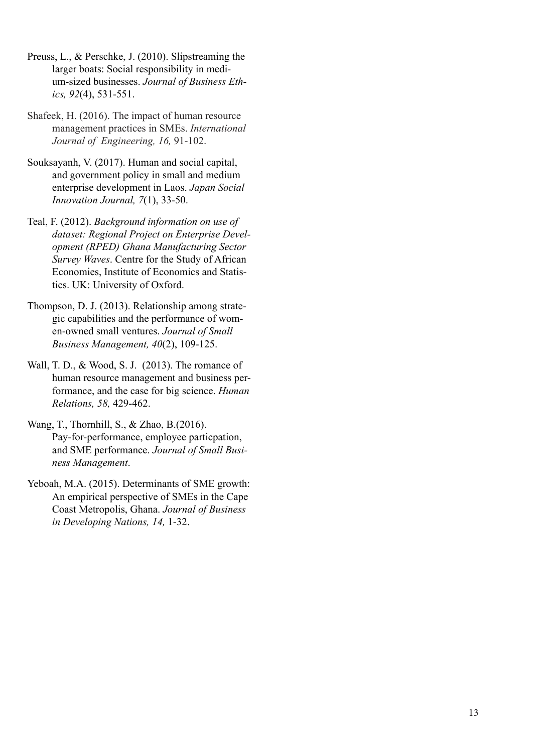Preuss, L., & Perschke, J. (2010). Slipstreaming the larger boats: Social responsibility in medium-sized businesses. *Journal of Business Ethics, 92*(4), 531-551.

Shafeek, H. (2016). The impact of human resource management practices in SMEs. *International Journal of Engineering, 16,* 91-102.

Souksayanh, V. (2017). Human and social capital, and government policy in small and medium enterprise development in Laos. *Japan Social Innovation Journal, 7*(1), 33-50.

Teal, F. (2012). *Background information on use of dataset: Regional Project on Enterprise Development (RPED) Ghana Manufacturing Sector Survey Waves*. Centre for the Study of African Economies, Institute of Economics and Statistics. UK: University of Oxford.

Thompson, D. J. (2013). Relationship among strategic capabilities and the performance of women-owned small ventures. *Journal of Small Business Management, 40*(2), 109-125.

Wall, T. D., & Wood, S. J. (2013). The romance of human resource management and business performance, and the case for big science. *Human Relations, 58,* 429-462.

Wang, T., Thornhill, S., & Zhao, B.(2016). Pay-for-performance, employee particpation, and SME performance. *Journal of Small Business Management*.

Yeboah, M.A. (2015). Determinants of SME growth: An empirical perspective of SMEs in the Cape Coast Metropolis, Ghana. *Journal of Business in Developing Nations, 14,* 1-32.